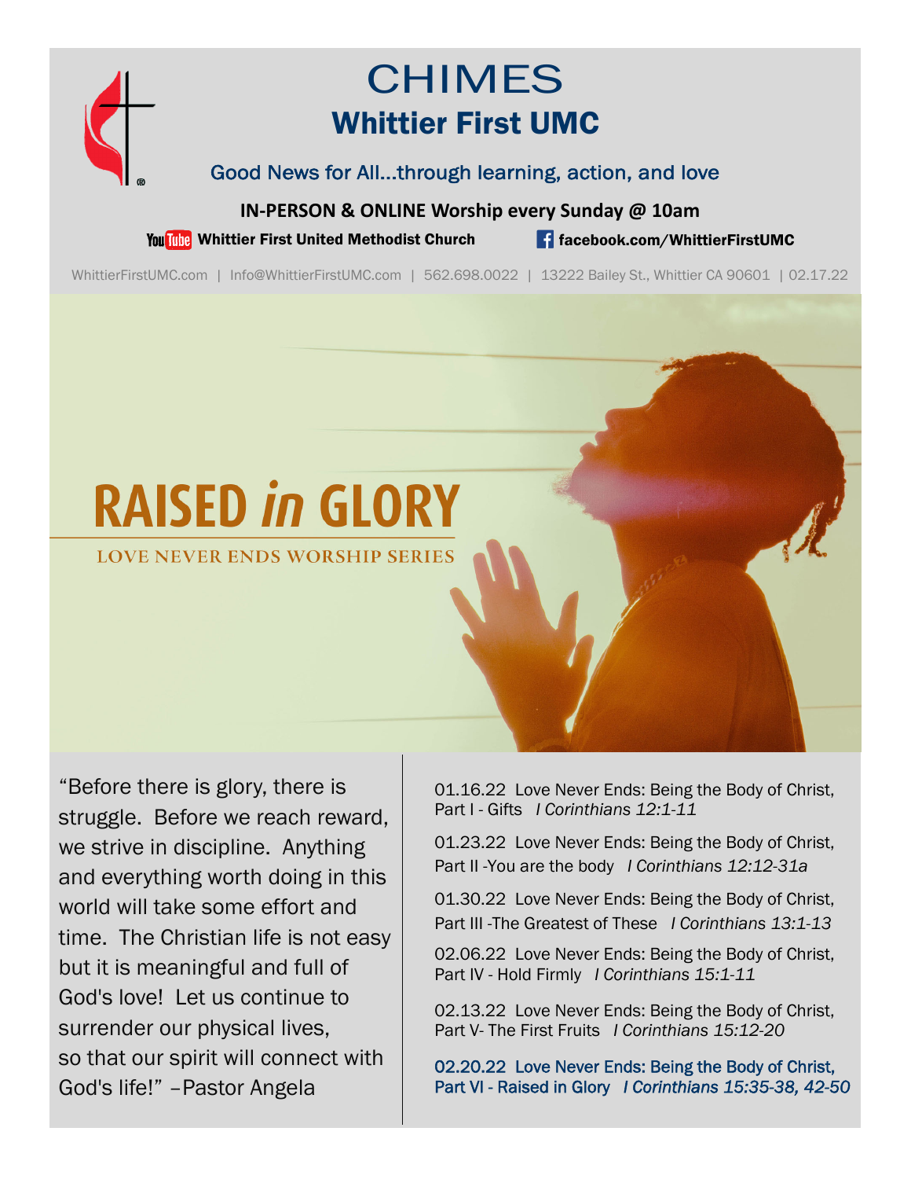# CHIMES

## Whittier First UMC

Good News for All...through learning, action, and love

**IN-PERSON & ONLINE Worship every Sunday @ 10am**

**Whittier First United Methodist Church** | **facebook.com/WhittierFirstUMC**

WhittierFirstUMC.com | Info@WhittierFirstUMC.com | 562.698.0022 | 13222 Bailey St., Whittier CA 90601 | 02.17.22

# RAISED *in* GLORY

LOVE NEVER ENDS WORSHIP SERIES

"Before there is glory, there is struggle. Before we reach reward, we strive in discipline. Anything and everything worth doing in this world will take some effort and time. The Christian life is not easy but it is meaningful and full of God's love! Let us continue to surrender our physical lives, so that our spirit will connect with God's life!" –Pastor Angela

01.16.22 Love Never Ends: Being the Body of Christ, Part I - Gifts *I Corinthians 12:1-11*

01.23.22 Love Never Ends: Being the Body of Christ, Part II -You are the body *I Corinthians 12:12-31a*

01.30.22 Love Never Ends: Being the Body of Christ, Part III -The Greatest of These *I Corinthians 13:1-13*

02.06.22 Love Never Ends: Being the Body of Christ, Part IV - Hold Firmly *I Corinthians 15:1-11*

02.13.22 Love Never Ends: Being the Body of Christ, Part V- The First Fruits *I Corinthians 15:12-20*

02.20.22 Love Never Ends: Being the Body of Christ, Part VI - Raised in Glory *I Corinthians 15:35-38, 42-50*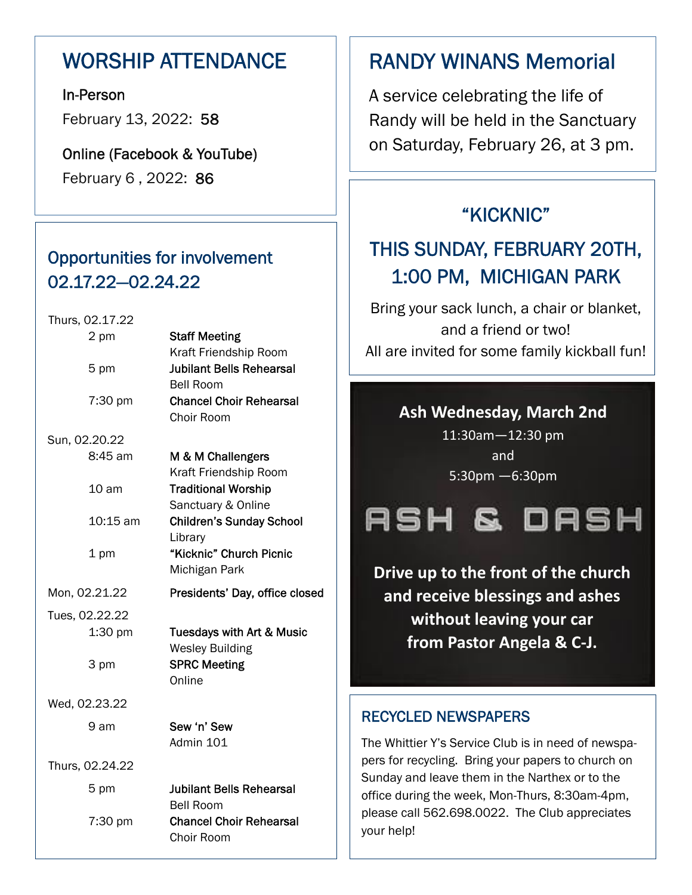## WORSHIP ATTENDANCE

In-Person

February 13, 2022: 58

Online (Facebook & YouTube)

February 6 , 2022: 86

## Opportunities for involvement 02.17.22—02.24.22

Thurs, 02.17.22

| | |
|---|---|
| 2 pm | **Staff Meeting**<br>Kraft Friendship Room |
| 5 pm | **Jubilant Bells Rehearsal**<br>Bell Room |
| 7:30 pm | **Chancel Choir Rehearsal**<br>Choir Room |

Sun, 02.20.22

| | |
|---|---|
| 8:45 am | **M & M Challengers**<br>Kraft Friendship Room |
| 10 am | **Traditional Worship**<br>Sanctuary & Online |
| 10:15 am | **Children's Sunday School**<br>Library |
| 1 pm | **"Kicknic" Church Picnic**<br>Michigan Park |

Mon, 02.21.22 — **Presidents' Day, office closed**

Tues, 02.22.22

| | |
|---|---|
| 1:30 pm | **Tuesdays with Art & Music**<br>Wesley Building |
| 3 pm | **SPRC Meeting**<br>Online |

Wed, 02.23.22

| | |
|---|---|
| 9 am | **Sew 'n' Sew**<br>Admin 101 |

Thurs, 02.24.22

| | |
|---|---|
| 5 pm | **Jubilant Bells Rehearsal**<br>Bell Room |
| 7:30 pm | **Chancel Choir Rehearsal**<br>Choir Room |

## RANDY WINANS Memorial

A service celebrating the life of Randy will be held in the Sanctuary on Saturday, February 26, at 3 pm.

## "KICKNIC"

## THIS SUNDAY, FEBRUARY 20TH, 1:00 PM, MICHIGAN PARK

Bring your sack lunch, a chair or blanket, and a friend or two!
All are invited for some family kickball fun!

**Ash Wednesday, March 2nd**

11:30am—12:30 pm
and
5:30pm —6:30pm

## ASH & DASH

**Drive up to the front of the church and receive blessings and ashes without leaving your car from Pastor Angela & C-J.**

## RECYCLED NEWSPAPERS

The Whittier Y's Service Club is in need of newspapers for recycling. Bring your papers to church on Sunday and leave them in the Narthex or to the office during the week, Mon-Thurs, 8:30am-4pm, please call 562.698.0022. The Club appreciates your help!